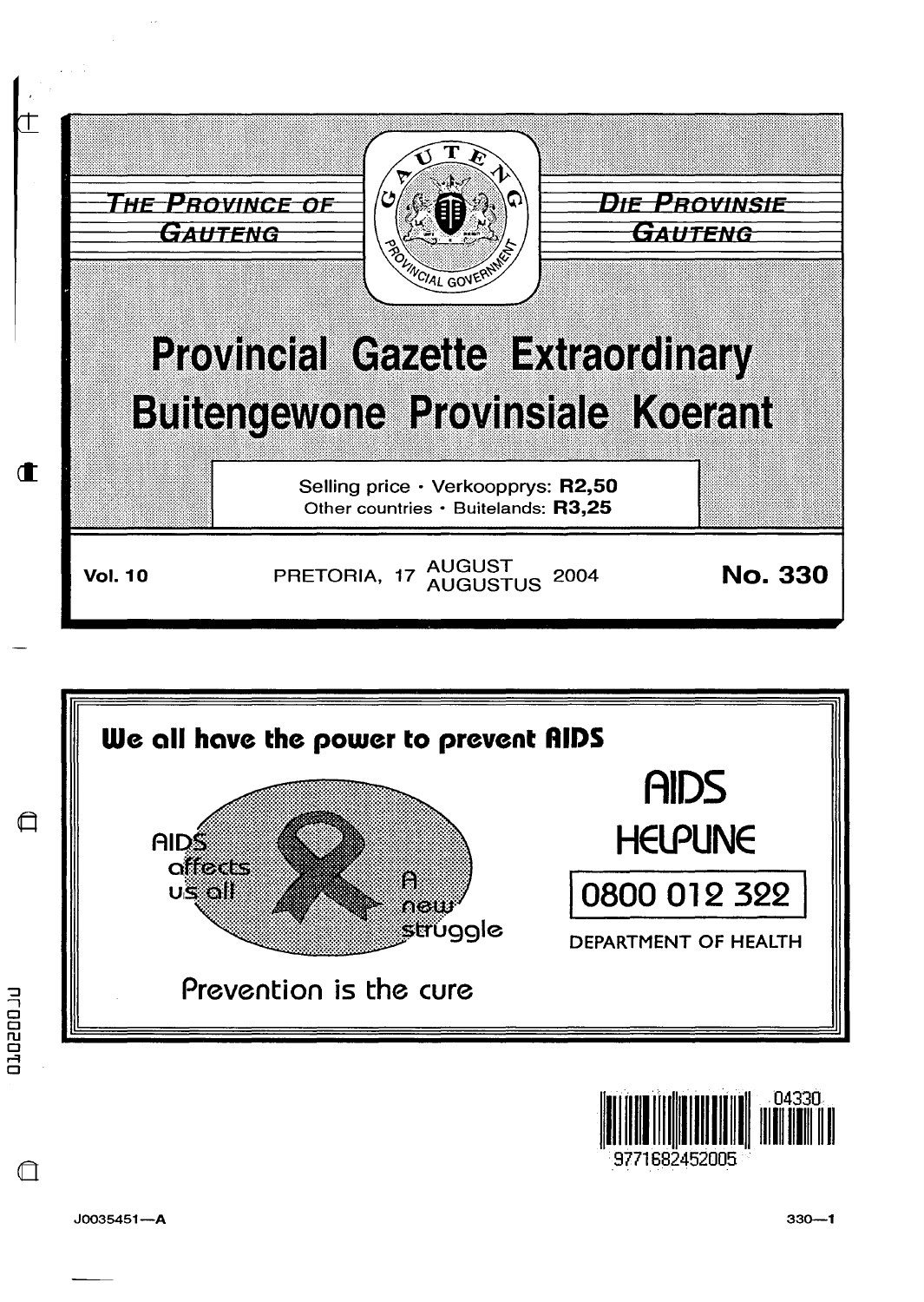THE PROVINCE OF GAUTENG

DIE PROVINSIE GAUTENG

# Provincial Gazette Extraordinary
# Buitengewone Provinsiale Koerant

Selling price · Verkoopprys: **R2,50**
Other countries · Buitelands: **R3,25**

**Vol. 10** PRETORIA, 17 AUGUST / AUGUSTUS 2004 **No. 330**

**We all have the power to prevent AIDS**

AIDS affects us all

A new struggle

Prevention is the cure

AIDS HELPLINE

0800 012 322

DEPARTMENT OF HEALTH

J0035451—A 330—1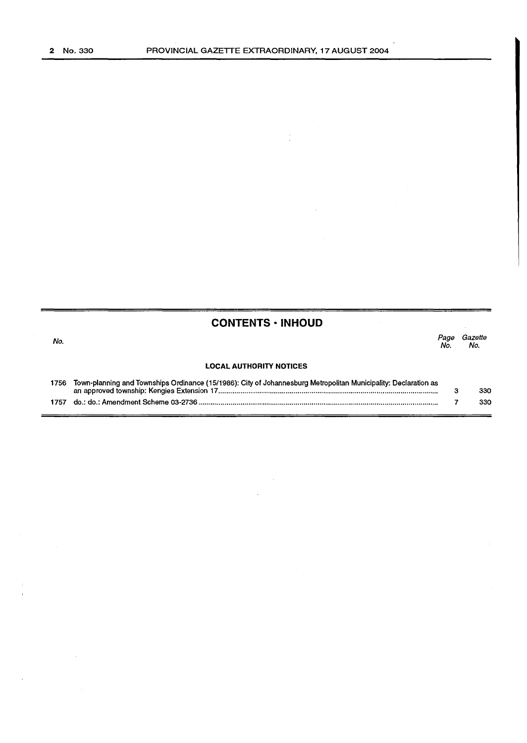## CONTENTS · INHOUD

| No. | | Page No. | Gazette No. |
|---|---|---|---|
| | **LOCAL AUTHORITY NOTICES** | | |
| 1756 | Town-planning and Townships Ordinance (15/1986): City of Johannesburg Metropolitan Municipality: Declaration as an approved township: Kengies Extension 17 | 3 | 330 |
| 1757 | do.: do.: Amendment Scheme 03-2736 | 7 | 330 |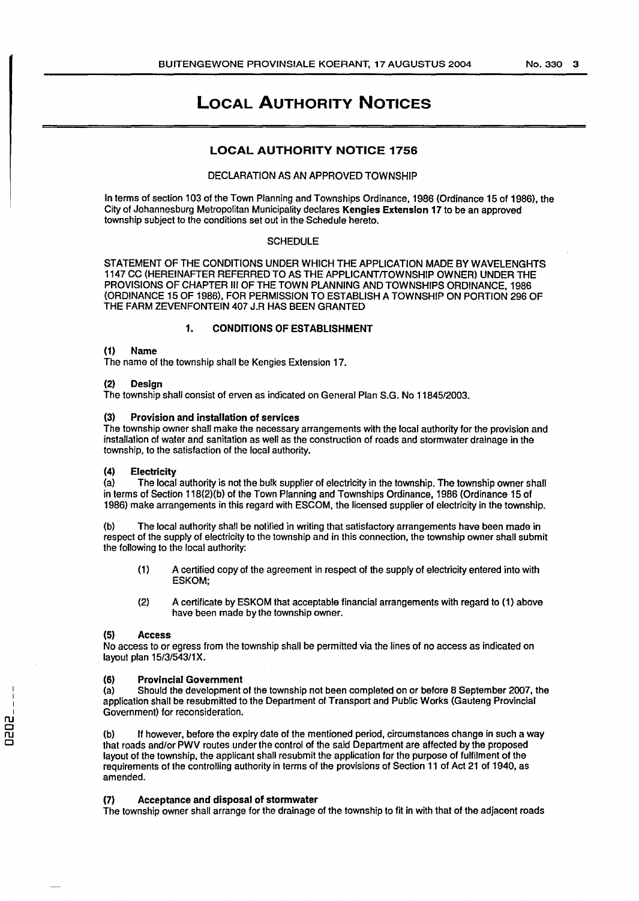# LOCAL AUTHORITY NOTICES

## LOCAL AUTHORITY NOTICE 1756

DECLARATION AS AN APPROVED TOWNSHIP

In terms of section 103 of the Town Planning and Townships Ordinance, 1986 (Ordinance 15 of 1986), the City of Johannesburg Metropolitan Municipality declares **Kengies Extension 17** to be an approved township subject to the conditions set out in the Schedule hereto.

SCHEDULE

STATEMENT OF THE CONDITIONS UNDER WHICH THE APPLICATION MADE BY WAVELENGHTS 1147 CC (HEREINAFTER REFERRED TO AS THE APPLICANT/TOWNSHIP OWNER) UNDER THE PROVISIONS OF CHAPTER III OF THE TOWN PLANNING AND TOWNSHIPS ORDINANCE, 1986 (ORDINANCE 15 OF 1986), FOR PERMISSION TO ESTABLISH A TOWNSHIP ON PORTION 296 OF THE FARM ZEVENFONTEIN 407 J.R HAS BEEN GRANTED

### 1. CONDITIONS OF ESTABLISHMENT

**(1) Name**

The name of the township shall be Kengies Extension 17.

**(2) Design**

The township shall consist of erven as indicated on General Plan S.G. No 11845/2003.

**(3) Provision and installation of services**

The township owner shall make the necessary arrangements with the local authority for the provision and installation of water and sanitation as well as the construction of roads and stormwater drainage in the township, to the satisfaction of the local authority.

**(4) Electricity**

(a) The local authority is not the bulk supplier of electricity in the township. The township owner shall in terms of Section 118(2)(b) of the Town Planning and Townships Ordinance, 1986 (Ordinance 15 of 1986) make arrangements in this regard with ESCOM, the licensed supplier of electricity in the township.

(b) The local authority shall be notified in writing that satisfactory arrangements have been made in respect of the supply of electricity to the township and in this connection, the township owner shall submit the following to the local authority:

(1) A certified copy of the agreement in respect of the supply of electricity entered into with ESKOM;

(2) A certificate by ESKOM that acceptable financial arrangements with regard to (1) above have been made by the township owner.

**(5) Access**

No access to or egress from the township shall be permitted via the lines of no access as indicated on layout plan 15/3/543/1X.

**(6) Provincial Government**

(a) Should the development of the township not been completed on or before 8 September 2007, the application shall be resubmitted to the Department of Transport and Public Works (Gauteng Provincial Government) for reconsideration.

(b) If however, before the expiry date of the mentioned period, circumstances change in such a way that roads and/or PWV routes under the control of the said Department are affected by the proposed layout of the township, the applicant shall resubmit the application for the purpose of fulfilment of the requirements of the controlling authority in terms of the provisions of Section 11 of Act 21 of 1940, as amended.

**(7) Acceptance and disposal of stormwater**

The township owner shall arrange for the drainage of the township to fit in with that of the adjacent roads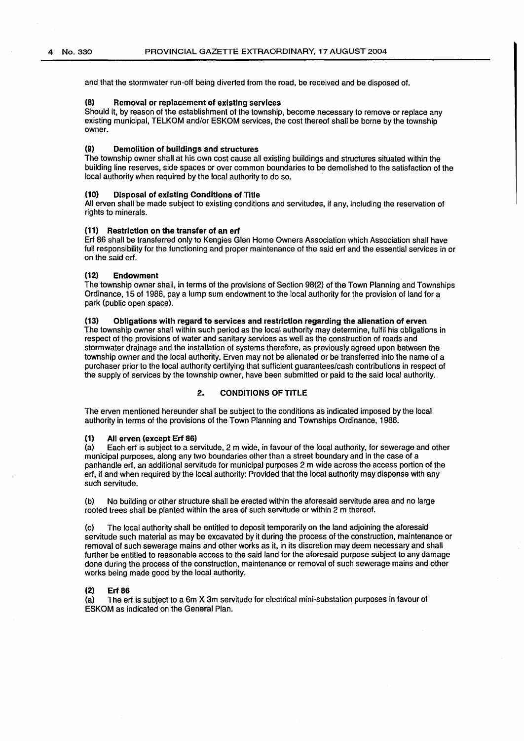and that the stormwater run-off being diverted from the road, be received and be disposed of.

**(8) Removal or replacement of existing services**

Should it, by reason of the establishment of the township, become necessary to remove or replace any existing municipal, TELKOM and/or ESKOM services, the cost thereof shall be borne by the township owner.

**(9) Demolition of buildings and structures**

The township owner shall at his own cost cause all existing buildings and structures situated within the building line reserves, side spaces or over common boundaries to be demolished to the satisfaction of the local authority when required by the local authority to do so.

**(10) Disposal of existing Conditions of Title**

All erven shall be made subject to existing conditions and servitudes, if any, including the reservation of rights to minerals.

**(11) Restriction on the transfer of an erf**

Erf 86 shall be transferred only to Kengies Glen Home Owners Association which Association shall have full responsibility for the functioning and proper maintenance of the said erf and the essential services in or on the said erf.

**(12) Endowment**

The township owner shall, in terms of the provisions of Section 98(2) of the Town Planning and Townships Ordinance, 15 of 1986, pay a lump sum endowment to the local authority for the provision of land for a park (public open space).

**(13) Obligations with regard to services and restriction regarding the alienation of erven**

The township owner shall within such period as the local authority may determine, fulfil his obligations in respect of the provisions of water and sanitary services as well as the construction of roads and stormwater drainage and the installation of systems therefore, as previously agreed upon between the township owner and the local authority. Erven may not be alienated or be transferred into the name of a purchaser prior to the local authority certifying that sufficient guarantees/cash contributions in respect of the supply of services by the township owner, have been submitted or paid to the said local authority.

## 2. CONDITIONS OF TITLE

The erven mentioned hereunder shall be subject to the conditions as indicated imposed by the local authority in terms of the provisions of the Town Planning and Townships Ordinance, 1986.

**(1) All erven (except Erf 86)**

(a) Each erf is subject to a servitude, 2 m wide, in favour of the local authority, for sewerage and other municipal purposes, along any two boundaries other than a street boundary and in the case of a panhandle erf, an additional servitude for municipal purposes 2 m wide across the access portion of the erf, if and when required by the local authority: Provided that the local authority may dispense with any such servitude.

(b) No building or other structure shall be erected within the aforesaid servitude area and no large rooted trees shall be planted within the area of such servitude or within 2 m thereof.

(c) The local authority shall be entitled to deposit temporarily on the land adjoining the aforesaid servitude such material as may be excavated by it during the process of the construction, maintenance or removal of such sewerage mains and other works as it, in its discretion may deem necessary and shall further be entitled to reasonable access to the said land for the aforesaid purpose subject to any damage done during the process of the construction, maintenance or removal of such sewerage mains and other works being made good by the local authority.

**(2) Erf 86**

(a) The erf is subject to a 6m X 3m servitude for electrical mini-substation purposes in favour of ESKOM as indicated on the General Plan.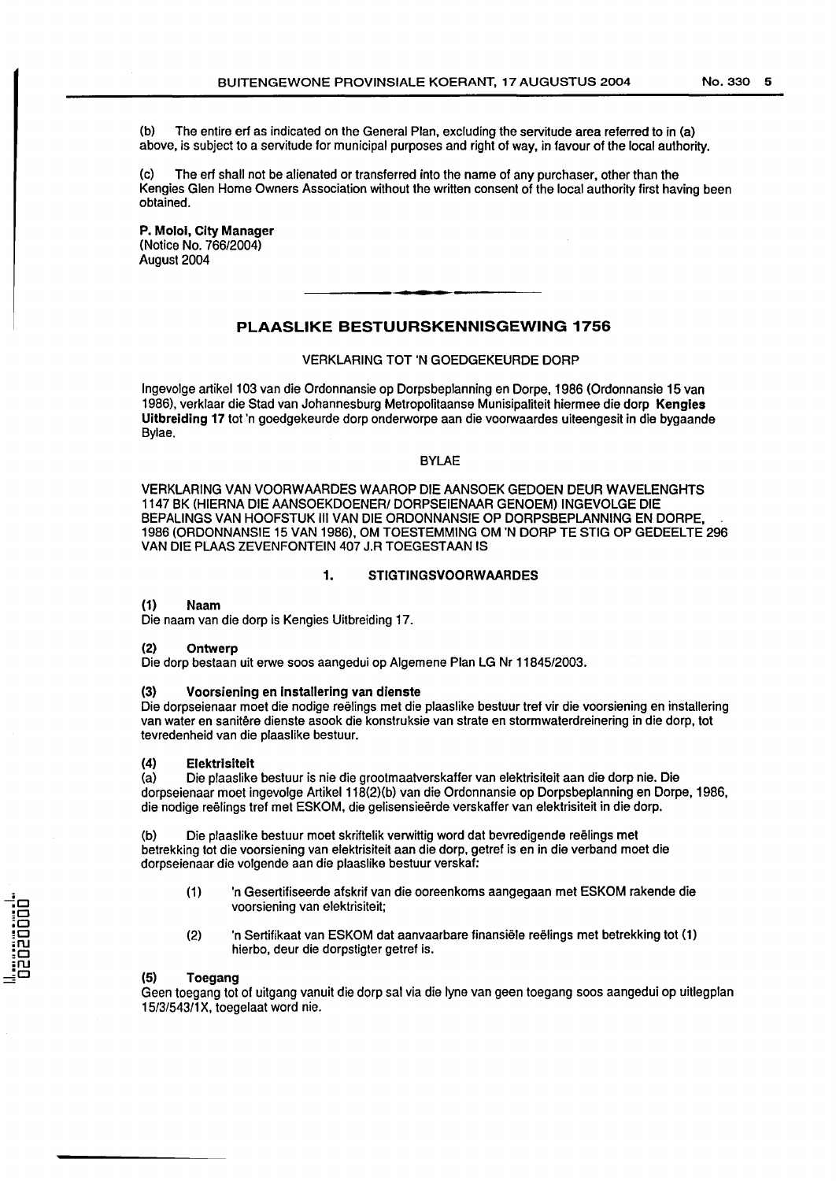(b) The entire erf as indicated on the General Plan, excluding the servitude area referred to in (a) above, is subject to a servitude for municipal purposes and right of way, in favour of the local authority.

(c) The erf shall not be alienated or transferred into the name of any purchaser, other than the Kengies Glen Home Owners Association without the written consent of the local authority first having been obtained.

**P. Moloi, City Manager**
(Notice No. 766/2004)
August 2004

---

## PLAASLIKE BESTUURSKENNISGEWING 1756

VERKLARING TOT 'N GOEDGEKEURDE DORP

Ingevolge artikel 103 van die Ordonnansie op Dorpsbeplanning en Dorpe, 1986 (Ordonnansie 15 van 1986), verklaar die Stad van Johannesburg Metropolitaanse Munisipaliteit hiermee die dorp **Kengies Uitbreiding 17** tot 'n goedgekeurde dorp onderworpe aan die voorwaardes uiteengesit in die bygaande Bylae.

BYLAE

VERKLARING VAN VOORWAARDES WAAROP DIE AANSOEK GEDOEN DEUR WAVELENGHTS 1147 BK (HIERNA DIE AANSOEKDOENER/ DORPSEIENAAR GENOEM) INGEVOLGE DIE BEPALINGS VAN HOOFSTUK III VAN DIE ORDONNANSIE OP DORPSBEPLANNING EN DORPE, 1986 (ORDONNANSIE 15 VAN 1986), OM TOESTEMMING OM 'N DORP TE STIG OP GEDEELTE 296 VAN DIE PLAAS ZEVENFONTEIN 407 J.R TOEGESTAAN IS

### 1. STIGTINGSVOORWAARDES

**(1) Naam**
Die naam van die dorp is Kengies Uitbreiding 17.

**(2) Ontwerp**
Die dorp bestaan uit erwe soos aangedui op Algemene Plan LG Nr 11845/2003.

**(3) Voorsiening en installering van dienste**
Die dorpseienaar moet die nodige reëlings met die plaaslike bestuur tref vir die voorsiening en installering van water en sanitêre dienste asook die konstruksie van strate en stormwaterdreinering in die dorp, tot tevredenheid van die plaaslike bestuur.

**(4) Elektrisiteit**
(a) Die plaaslike bestuur is nie die grootmaatverskaffer van elektrisiteit aan die dorp nie. Die dorpseienaar moet ingevolge Artikel 118(2)(b) van die Ordonnansie op Dorpsbeplanning en Dorpe, 1986, die nodige reëlings tref met ESKOM, die gelisensieërde verskaffer van elektrisiteit in die dorp.

(b) Die plaaslike bestuur moet skriftelik verwittig word dat bevredigende reëlings met betrekking tot die voorsiening van elektrisiteit aan die dorp, getref is en in die verband moet die dorpseienaar die volgende aan die plaaslike bestuur verskaf:

(1) 'n Gesertifiseerde afskrif van die ooreenkoms aangegaan met ESKOM rakende die voorsiening van elektrisiteit;

(2) 'n Sertifikaat van ESKOM dat aanvaarbare finansiële reëlings met betrekking tot (1) hierbo, deur die dorpstigter getref is.

**(5) Toegang**
Geen toegang tot of uitgang vanuit die dorp sal via die lyne van geen toegang soos aangedui op uitlegplan 15/3/543/1X, toegelaat word nie.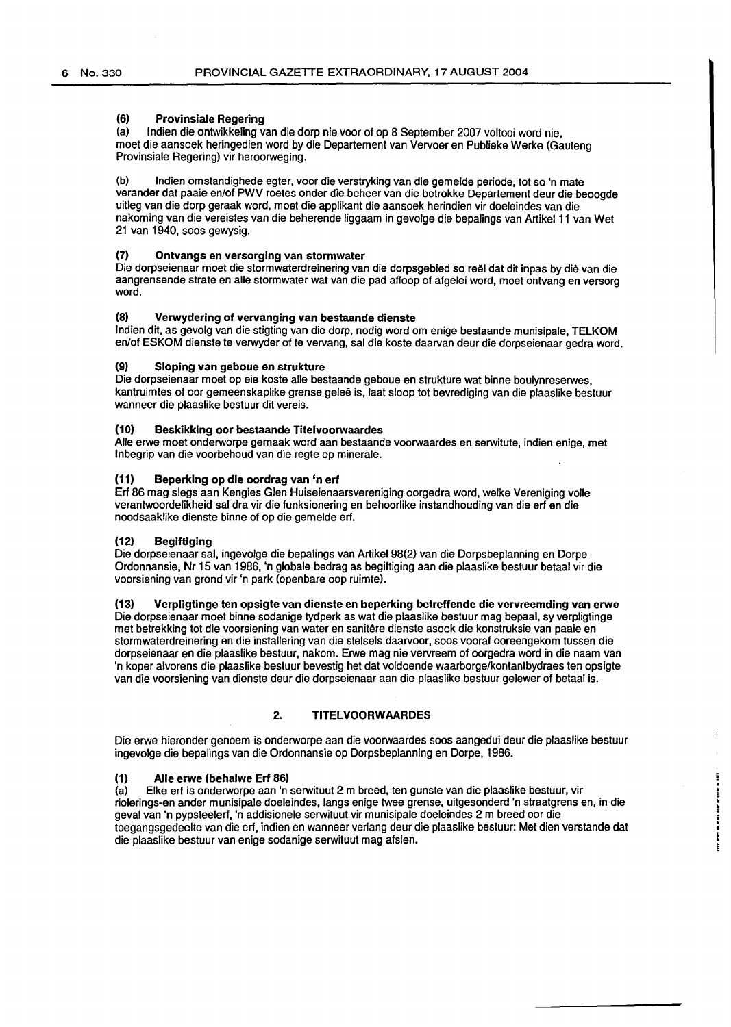**(6) Provinsiale Regering**

(a) Indien die ontwikkeling van die dorp nie voor of op 8 September 2007 voltooi word nie, moet die aansoek heringedien word by die Departement van Vervoer en Publieke Werke (Gauteng Provinsiale Regering) vir heroorweging.

(b) Indien omstandighede egter, voor die verstryking van die gemelde periode, tot so 'n mate verander dat paaie en/of PWV roetes onder die beheer van die betrokke Departement deur die beoogde uitleg van die dorp geraak word, moet die applikant die aansoek herindien vir doeleindes van die nakoming van die vereistes van die beherende liggaam in gevolge die bepalings van Artikel 11 van Wet 21 van 1940, soos gewysig.

**(7) Ontvangs en versorging van stormwater**

Die dorpseienaar moet die stormwaterdreinering van die dorpsgebied so reël dat dit inpas by diè van die aangrensende strate en alle stormwater wat van die pad afloop of afgelei word, moet ontvang en versorg word.

**(8) Verwydering of vervanging van bestaande dienste**

Indien dit, as gevolg van die stigting van die dorp, nodig word om enige bestaande munisipale, TELKOM en/of ESKOM dienste te verwyder of te vervang, sal die koste daarvan deur die dorpseienaar gedra word.

**(9) Sloping van geboue en strukture**

Die dorpseienaar moet op eie koste alle bestaande geboue en strukture wat binne boulynreserwes, kantruimtes of oor gemeenskaplike grense geleë is, laat sloop tot bevrediging van die plaaslike bestuur wanneer die plaaslike bestuur dit vereis.

**(10) Beskikking oor bestaande Titelvoorwaardes**

Alle erwe moet onderworpe gemaak word aan bestaande voorwaardes en serwitute, indien enige, met Inbegrip van die voorbehoud van die regte op minerale.

**(11) Beperking op die oordrag van 'n erf**

Erf 86 mag slegs aan Kengies Glen Huiseienaarsvereniging oorgedra word, welke Vereniging volle verantwoordelikheid sal dra vir die funksionering en behoorlike instandhouding van die erf en die noodsaaklike dienste binne of op die gemelde erf.

**(12) Begiftiging**

Die dorpseienaar sal, ingevolge die bepalings van Artikel 98(2) van die Dorpsbeplanning en Dorpe Ordonnansie, Nr 15 van 1986, 'n globale bedrag as begiftiging aan die plaaslike bestuur betaal vir die voorsiening van grond vir 'n park (openbare oop ruimte).

**(13) Verpligtinge ten opsigte van dienste en beperking betreffende die vervreemding van erwe**

Die dorpseienaar moet binne sodanige tydperk as wat die plaaslike bestuur mag bepaal, sy verpligtinge met betrekking tot die voorsiening van water en sanitêre dienste asook die konstruksie van paaie en stormwaterdreinering en die installering van die stelsels daarvoor, soos vooraf ooreengekom tussen die dorpseienaar en die plaaslike bestuur, nakom. Erwe mag nie vervreem of oorgedra word in die naam van 'n koper alvorens die plaaslike bestuur bevestig het dat voldoende waarborge/kontantbydraes ten opsigte van die voorsiening van dienste deur die dorpseienaar aan die plaaslike bestuur gelewer of betaal is.

## 2. TITELVOORWAARDES

Die erwe hieronder genoem is onderworpe aan die voorwaardes soos aangedui deur die plaaslike bestuur ingevolge die bepalings van die Ordonnansie op Dorpsbeplanning en Dorpe, 1986.

**(1) Alle erwe (behalwe Erf 86)**

(a) Elke erf is onderworpe aan 'n serwituut 2 m breed, ten gunste van die plaaslike bestuur, vir riolerings-en ander munisipale doeleindes, langs enige twee grense, uitgesonderd 'n straatgrens en, in die geval van 'n pypsteelerf, 'n addisionele serwituut vir munisipale doeleindes 2 m breed oor die toegangsgedeelte van die erf, indien en wanneer verlang deur die plaaslike bestuur: Met dien verstande dat die plaaslike bestuur van enige sodanige serwituut mag afsien.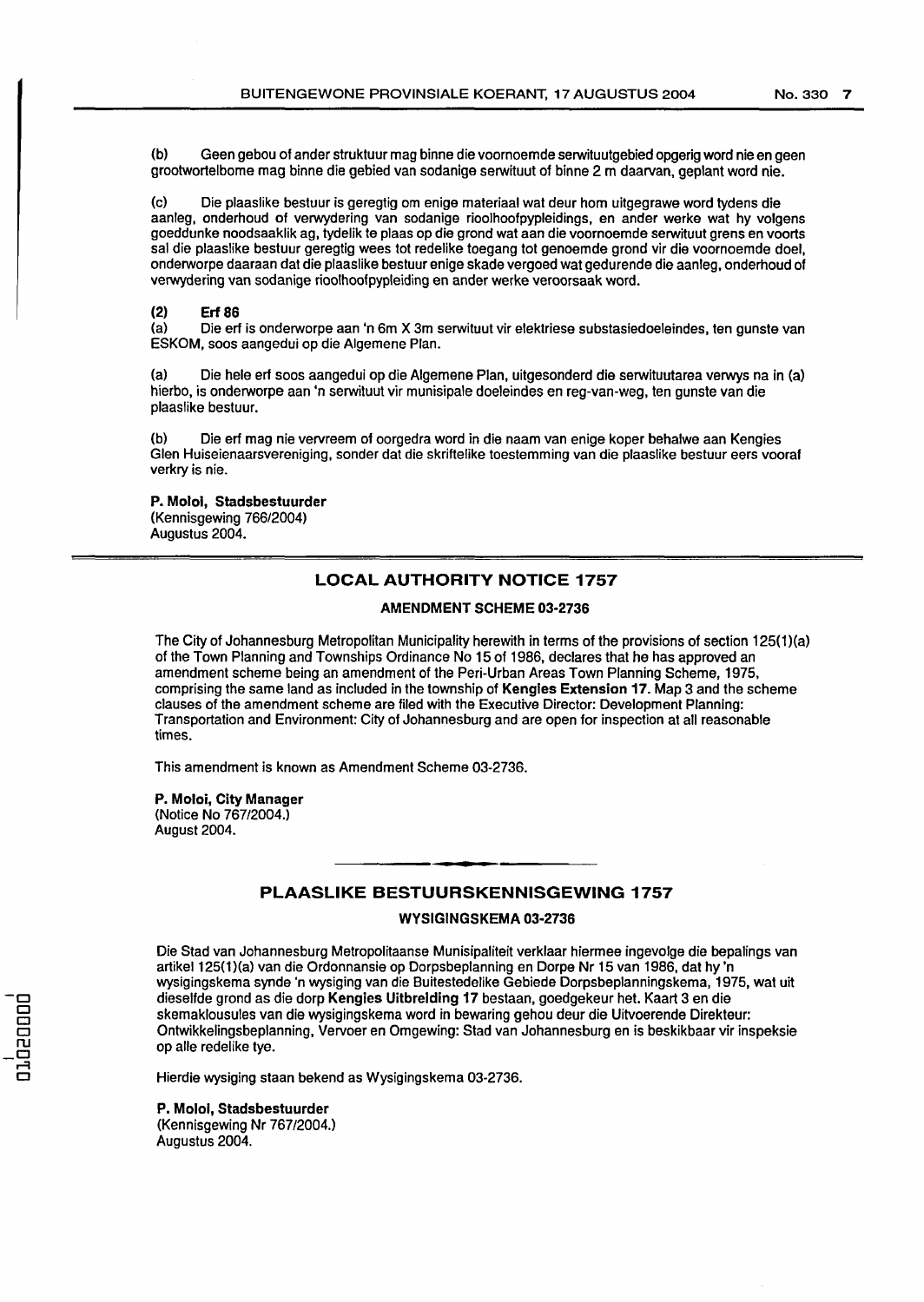(b) Geen gebou of ander struktuur mag binne die voornoemde serwituutgebied opgerig word nie en geen grootwortelbome mag binne die gebied van sodanige serwituut of binne 2 m daarvan, geplant word nie.

(c) Die plaaslike bestuur is geregtig om enige materiaal wat deur hom uitgegrawe word tydens die aanleg, onderhoud of verwydering van sodanige rioolhoofpypleidings, en ander werke wat hy volgens goeddunke noodsaaklik ag, tydelik te plaas op die grond wat aan die voornoemde serwituut grens en voorts sal die plaaslike bestuur geregtig wees tot redelike toegang tot genoemde grond vir die voornoemde doel, onderworpe daaraan dat die plaaslike bestuur enige skade vergoed wat gedurende die aanleg, onderhoud of verwydering van sodanige rioolhoofpypleiding en ander werke veroorsaak word.

**(2) Erf 86**

(a) Die erf is onderworpe aan 'n 6m X 3m serwituut vir elektriese substasiedoeleindes, ten gunste van ESKOM, soos aangedui op die Algemene Plan.

(a) Die hele erf soos aangedui op die Algemene Plan, uitgesonderd die serwituutarea verwys na in (a) hierbo, is onderworpe aan 'n serwituut vir munisipale doeleindes en reg-van-weg, ten gunste van die plaaslike bestuur.

(b) Die erf mag nie vervreem of oorgedra word in die naam van enige koper behalwe aan Kengies Glen Huiseienaarsvereniging, sonder dat die skriftelike toestemming van die plaaslike bestuur eers vooraf verkry is nie.

**P. Moloi, Stadsbestuurder**
(Kennisgewing 766/2004)
Augustus 2004.

---

## LOCAL AUTHORITY NOTICE 1757

### AMENDMENT SCHEME 03-2736

The City of Johannesburg Metropolitan Municipality herewith in terms of the provisions of section 125(1)(a) of the Town Planning and Townships Ordinance No 15 of 1986, declares that he has approved an amendment scheme being an amendment of the Peri-Urban Areas Town Planning Scheme, 1975, comprising the same land as included in the township of **Kengies Extension 17.** Map 3 and the scheme clauses of the amendment scheme are filed with the Executive Director: Development Planning: Transportation and Environment: City of Johannesburg and are open for inspection at all reasonable times.

This amendment is known as Amendment Scheme 03-2736.

**P. Moloi, City Manager**
(Notice No 767/2004.)
August 2004.

---

## PLAASLIKE BESTUURSKENNISGEWING 1757

### WYSIGINGSKEMA 03-2736

Die Stad van Johannesburg Metropolitaanse Munisipaliteit verklaar hiermee ingevolge die bepalings van artikel 125(1)(a) van die Ordonnansie op Dorpsbeplanning en Dorpe Nr 15 van 1986, dat hy 'n wysigingskema synde 'n wysiging van die Buitestedelike Gebiede Dorpsbeplanningskema, 1975, wat uit dieselfde grond as die dorp **Kengies Uitbreiding 17** bestaan, goedgekeur het. Kaart 3 en die skemaklousules van die wysigingskema word in bewaring gehou deur die Uitvoerende Direkteur: Ontwikkelingsbeplanning, Vervoer en Omgewing: Stad van Johannesburg en is beskikbaar vir inspeksie op alle redelike tye.

Hierdie wysiging staan bekend as Wysigingskema 03-2736.

**P. Moloi, Stadsbestuurder**
(Kennisgewing Nr 767/2004.)
Augustus 2004.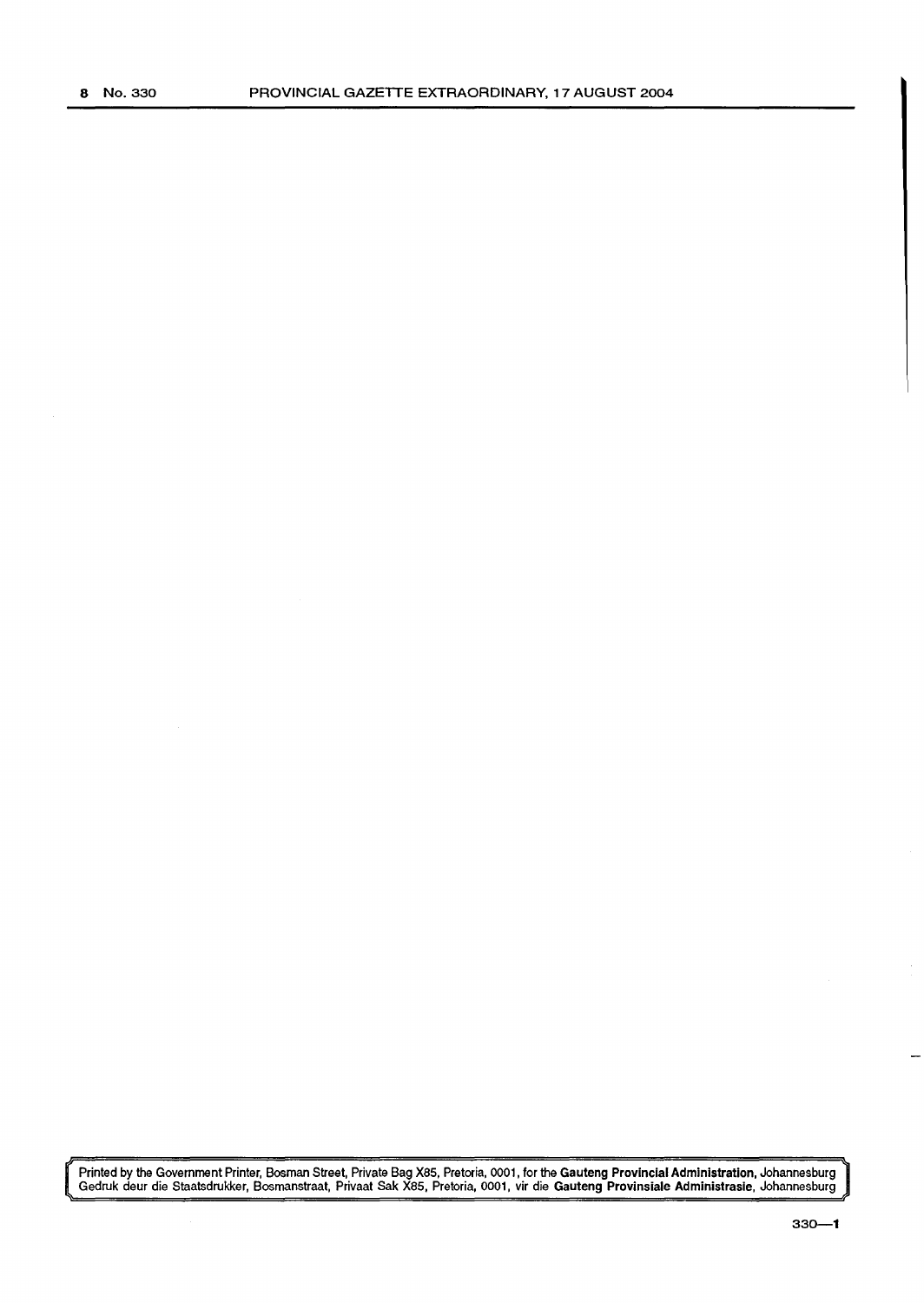Printed by the Government Printer, Bosman Street, Private Bag X85, Pretoria, 0001, for the **Gauteng Provincial Administration**, Johannesburg
Gedruk deur die Staatsdrukker, Bosmanstraat, Privaat Sak X85, Pretoria, 0001, vir die **Gauteng Provinsiale Administrasie**, Johannesburg

330—**1**